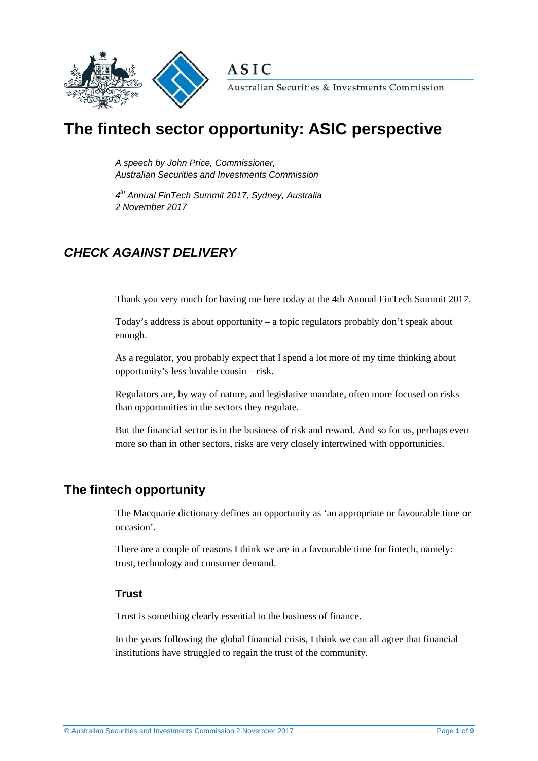# The fintech sector opportunity: ASIC perspective

*A speech by John Price, Commissioner, Australian Securities and Investments Commission*

*4th Annual FinTech Summit 2017, Sydney, Australia*
*2 November 2017*

## *CHECK AGAINST DELIVERY*

Thank you very much for having me here today at the 4th Annual FinTech Summit 2017.

Today's address is about opportunity – a topic regulators probably don't speak about enough.

As a regulator, you probably expect that I spend a lot more of my time thinking about opportunity's less lovable cousin – risk.

Regulators are, by way of nature, and legislative mandate, often more focused on risks than opportunities in the sectors they regulate.

But the financial sector is in the business of risk and reward. And so for us, perhaps even more so than in other sectors, risks are very closely intertwined with opportunities.

## The fintech opportunity

The Macquarie dictionary defines an opportunity as 'an appropriate or favourable time or occasion'.

There are a couple of reasons I think we are in a favourable time for fintech, namely: trust, technology and consumer demand.

### Trust

Trust is something clearly essential to the business of finance.

In the years following the global financial crisis, I think we can all agree that financial institutions have struggled to regain the trust of the community.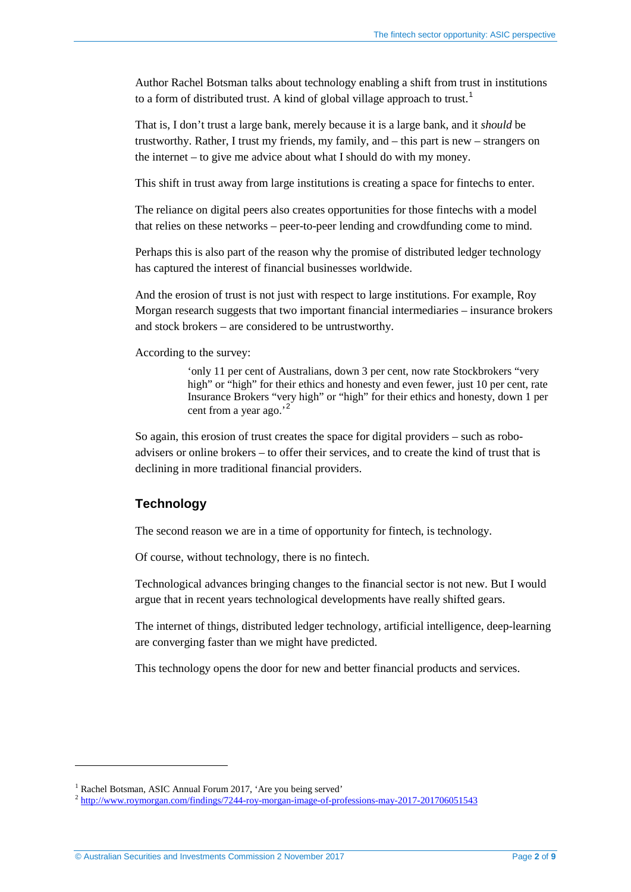Author Rachel Botsman talks about technology enabling a shift from trust in institutions to a form of distributed trust. A kind of global village approach to trust.[1]

That is, I don't trust a large bank, merely because it is a large bank, and it *should* be trustworthy. Rather, I trust my friends, my family, and – this part is new – strangers on the internet – to give me advice about what I should do with my money.

This shift in trust away from large institutions is creating a space for fintechs to enter.

The reliance on digital peers also creates opportunities for those fintechs with a model that relies on these networks – peer-to-peer lending and crowdfunding come to mind.

Perhaps this is also part of the reason why the promise of distributed ledger technology has captured the interest of financial businesses worldwide.

And the erosion of trust is not just with respect to large institutions. For example, Roy Morgan research suggests that two important financial intermediaries – insurance brokers and stock brokers – are considered to be untrustworthy.

According to the survey:

> 'only 11 per cent of Australians, down 3 per cent, now rate Stockbrokers "very high" or "high" for their ethics and honesty and even fewer, just 10 per cent, rate Insurance Brokers "very high" or "high" for their ethics and honesty, down 1 per cent from a year ago.'[2]

So again, this erosion of trust creates the space for digital providers – such as robo-advisers or online brokers – to offer their services, and to create the kind of trust that is declining in more traditional financial providers.

## Technology

The second reason we are in a time of opportunity for fintech, is technology.

Of course, without technology, there is no fintech.

Technological advances bringing changes to the financial sector is not new. But I would argue that in recent years technological developments have really shifted gears.

The internet of things, distributed ledger technology, artificial intelligence, deep-learning are converging faster than we might have predicted.

This technology opens the door for new and better financial products and services.

---

[1] Rachel Botsman, ASIC Annual Forum 2017, 'Are you being served'

[2] http://www.roymorgan.com/findings/7244-roy-morgan-image-of-professions-may-2017-201706051543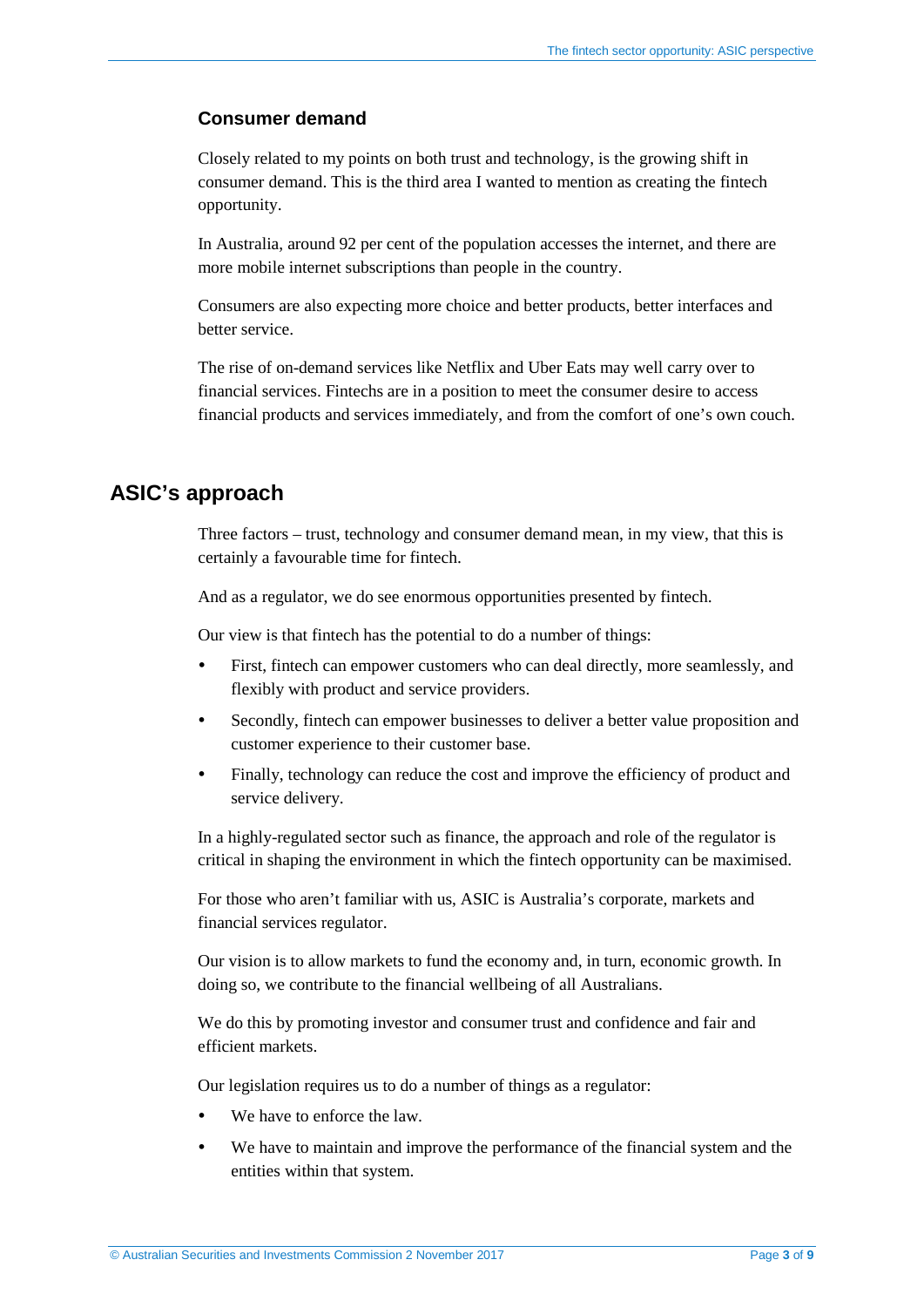### Consumer demand

Closely related to my points on both trust and technology, is the growing shift in consumer demand. This is the third area I wanted to mention as creating the fintech opportunity.

In Australia, around 92 per cent of the population accesses the internet, and there are more mobile internet subscriptions than people in the country.

Consumers are also expecting more choice and better products, better interfaces and better service.

The rise of on-demand services like Netflix and Uber Eats may well carry over to financial services. Fintechs are in a position to meet the consumer desire to access financial products and services immediately, and from the comfort of one's own couch.

## ASIC's approach

Three factors – trust, technology and consumer demand mean, in my view, that this is certainly a favourable time for fintech.

And as a regulator, we do see enormous opportunities presented by fintech.

Our view is that fintech has the potential to do a number of things:

- First, fintech can empower customers who can deal directly, more seamlessly, and flexibly with product and service providers.
- Secondly, fintech can empower businesses to deliver a better value proposition and customer experience to their customer base.
- Finally, technology can reduce the cost and improve the efficiency of product and service delivery.

In a highly-regulated sector such as finance, the approach and role of the regulator is critical in shaping the environment in which the fintech opportunity can be maximised.

For those who aren't familiar with us, ASIC is Australia's corporate, markets and financial services regulator.

Our vision is to allow markets to fund the economy and, in turn, economic growth. In doing so, we contribute to the financial wellbeing of all Australians.

We do this by promoting investor and consumer trust and confidence and fair and efficient markets.

Our legislation requires us to do a number of things as a regulator:

- We have to enforce the law.
- We have to maintain and improve the performance of the financial system and the entities within that system.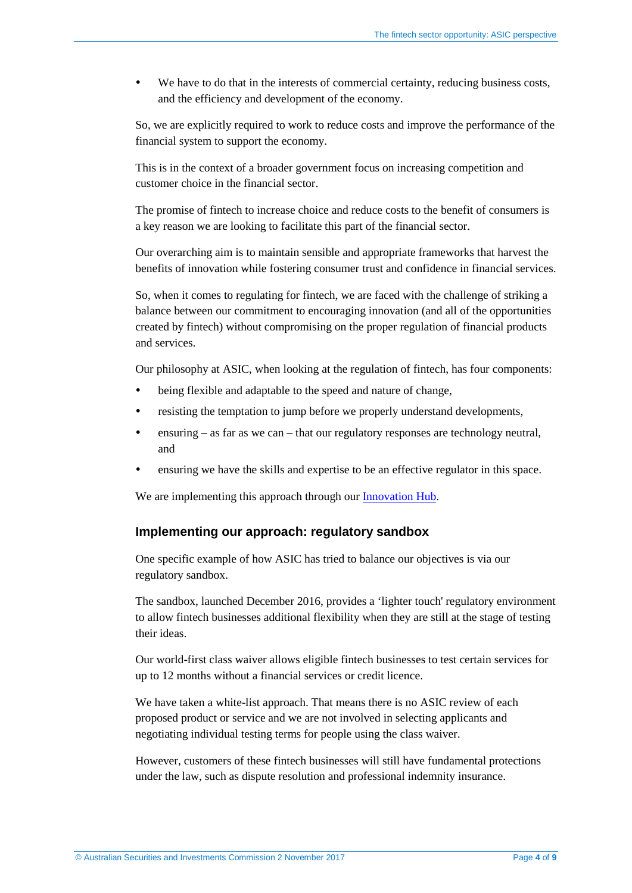- We have to do that in the interests of commercial certainty, reducing business costs, and the efficiency and development of the economy.

So, we are explicitly required to work to reduce costs and improve the performance of the financial system to support the economy.

This is in the context of a broader government focus on increasing competition and customer choice in the financial sector.

The promise of fintech to increase choice and reduce costs to the benefit of consumers is a key reason we are looking to facilitate this part of the financial sector.

Our overarching aim is to maintain sensible and appropriate frameworks that harvest the benefits of innovation while fostering consumer trust and confidence in financial services.

So, when it comes to regulating for fintech, we are faced with the challenge of striking a balance between our commitment to encouraging innovation (and all of the opportunities created by fintech) without compromising on the proper regulation of financial products and services.

Our philosophy at ASIC, when looking at the regulation of fintech, has four components:

- being flexible and adaptable to the speed and nature of change,
- resisting the temptation to jump before we properly understand developments,
- ensuring – as far as we can – that our regulatory responses are technology neutral, and
- ensuring we have the skills and expertise to be an effective regulator in this space.

We are implementing this approach through our Innovation Hub.

## Implementing our approach: regulatory sandbox

One specific example of how ASIC has tried to balance our objectives is via our regulatory sandbox.

The sandbox, launched December 2016, provides a 'lighter touch' regulatory environment to allow fintech businesses additional flexibility when they are still at the stage of testing their ideas.

Our world-first class waiver allows eligible fintech businesses to test certain services for up to 12 months without a financial services or credit licence.

We have taken a white-list approach. That means there is no ASIC review of each proposed product or service and we are not involved in selecting applicants and negotiating individual testing terms for people using the class waiver.

However, customers of these fintech businesses will still have fundamental protections under the law, such as dispute resolution and professional indemnity insurance.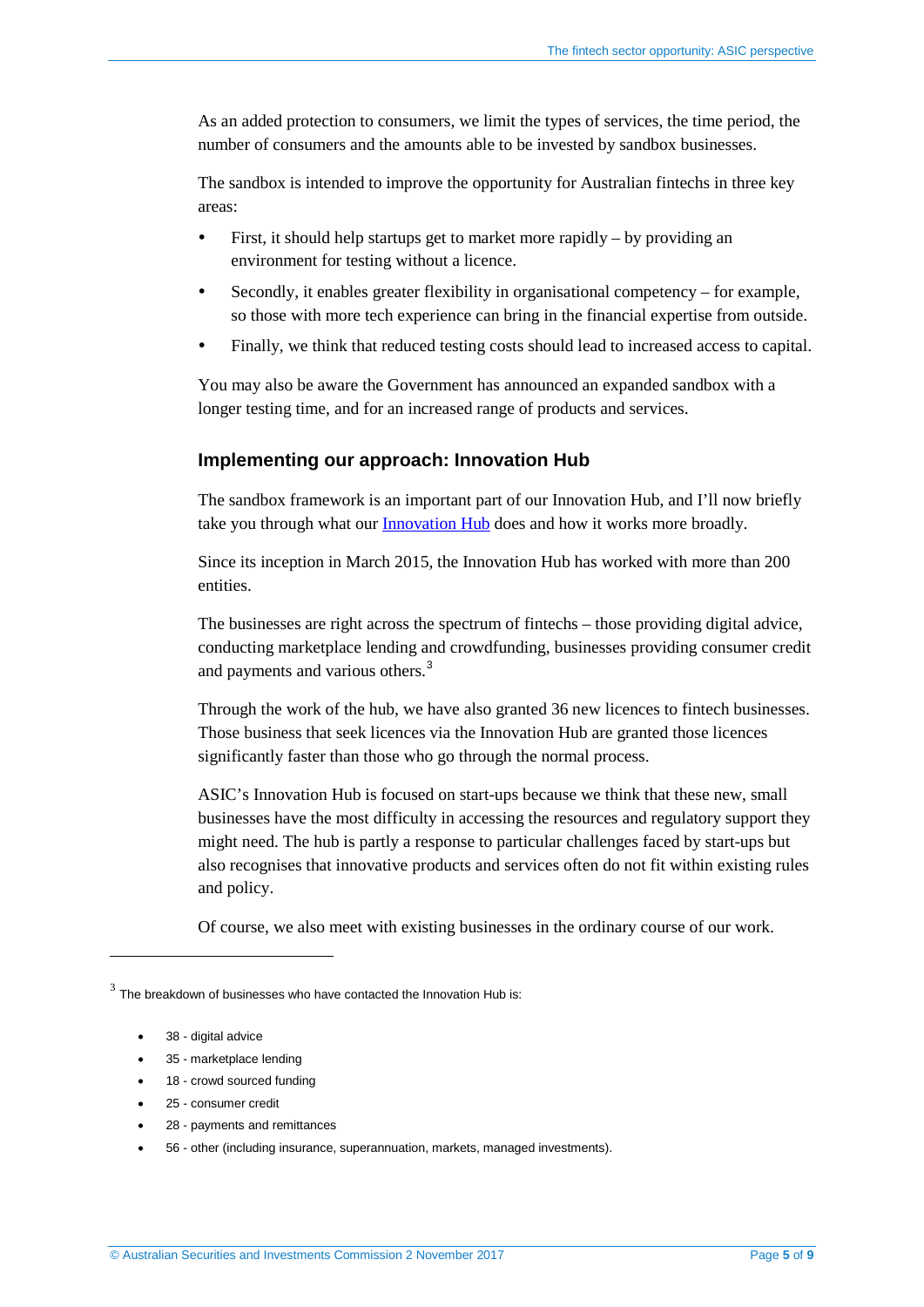As an added protection to consumers, we limit the types of services, the time period, the number of consumers and the amounts able to be invested by sandbox businesses.

The sandbox is intended to improve the opportunity for Australian fintechs in three key areas:

- First, it should help startups get to market more rapidly – by providing an environment for testing without a licence.
- Secondly, it enables greater flexibility in organisational competency – for example, so those with more tech experience can bring in the financial expertise from outside.
- Finally, we think that reduced testing costs should lead to increased access to capital.

You may also be aware the Government has announced an expanded sandbox with a longer testing time, and for an increased range of products and services.

### Implementing our approach: Innovation Hub

The sandbox framework is an important part of our Innovation Hub, and I'll now briefly take you through what our Innovation Hub does and how it works more broadly.

Since its inception in March 2015, the Innovation Hub has worked with more than 200 entities.

The businesses are right across the spectrum of fintechs – those providing digital advice, conducting marketplace lending and crowdfunding, businesses providing consumer credit and payments and various others.[3]

Through the work of the hub, we have also granted 36 new licences to fintech businesses. Those business that seek licences via the Innovation Hub are granted those licences significantly faster than those who go through the normal process.

ASIC's Innovation Hub is focused on start-ups because we think that these new, small businesses have the most difficulty in accessing the resources and regulatory support they might need. The hub is partly a response to particular challenges faced by start-ups but also recognises that innovative products and services often do not fit within existing rules and policy.

Of course, we also meet with existing businesses in the ordinary course of our work.

---

[3] The breakdown of businesses who have contacted the Innovation Hub is:

- 38 - digital advice
- 35 - marketplace lending
- 18 - crowd sourced funding
- 25 - consumer credit
- 28 - payments and remittances
- 56 - other (including insurance, superannuation, markets, managed investments).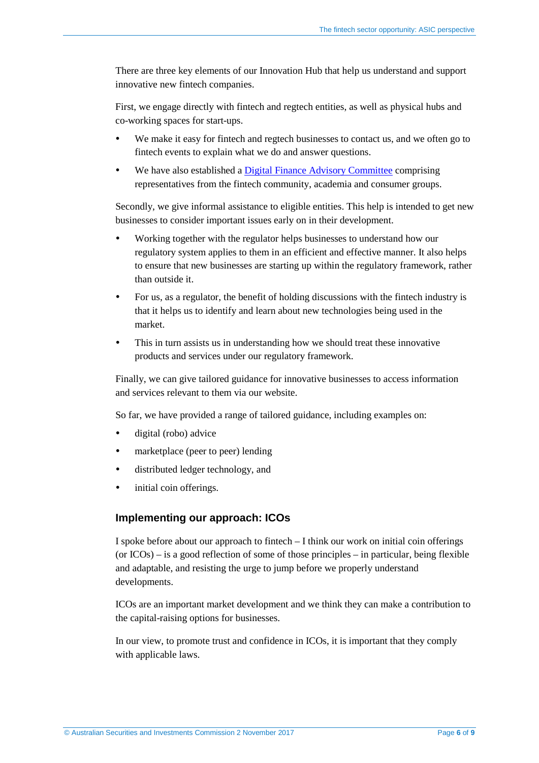There are three key elements of our Innovation Hub that help us understand and support innovative new fintech companies.

First, we engage directly with fintech and regtech entities, as well as physical hubs and co-working spaces for start-ups.

- We make it easy for fintech and regtech businesses to contact us, and we often go to fintech events to explain what we do and answer questions.
- We have also established a Digital Finance Advisory Committee comprising representatives from the fintech community, academia and consumer groups.

Secondly, we give informal assistance to eligible entities. This help is intended to get new businesses to consider important issues early on in their development.

- Working together with the regulator helps businesses to understand how our regulatory system applies to them in an efficient and effective manner. It also helps to ensure that new businesses are starting up within the regulatory framework, rather than outside it.
- For us, as a regulator, the benefit of holding discussions with the fintech industry is that it helps us to identify and learn about new technologies being used in the market.
- This in turn assists us in understanding how we should treat these innovative products and services under our regulatory framework.

Finally, we can give tailored guidance for innovative businesses to access information and services relevant to them via our website.

So far, we have provided a range of tailored guidance, including examples on:

- digital (robo) advice
- marketplace (peer to peer) lending
- distributed ledger technology, and
- initial coin offerings.

## Implementing our approach: ICOs

I spoke before about our approach to fintech – I think our work on initial coin offerings (or ICOs) – is a good reflection of some of those principles – in particular, being flexible and adaptable, and resisting the urge to jump before we properly understand developments.

ICOs are an important market development and we think they can make a contribution to the capital-raising options for businesses.

In our view, to promote trust and confidence in ICOs, it is important that they comply with applicable laws.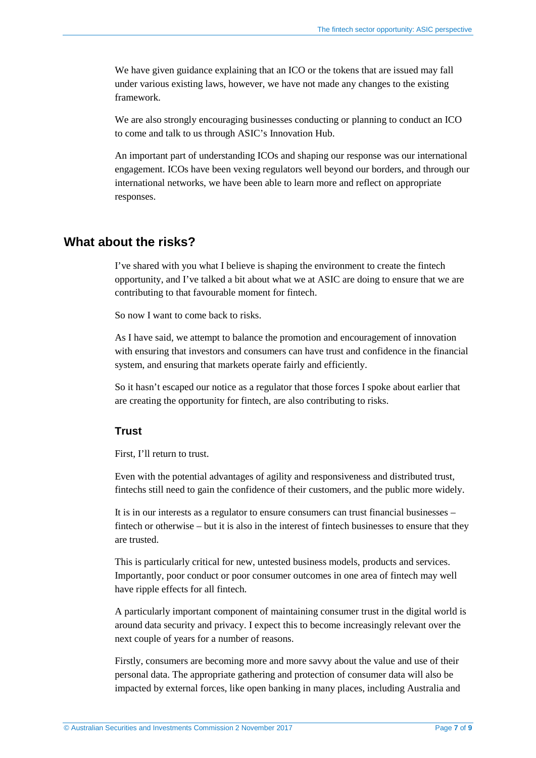We have given guidance explaining that an ICO or the tokens that are issued may fall under various existing laws, however, we have not made any changes to the existing framework.

We are also strongly encouraging businesses conducting or planning to conduct an ICO to come and talk to us through ASIC's Innovation Hub.

An important part of understanding ICOs and shaping our response was our international engagement. ICOs have been vexing regulators well beyond our borders, and through our international networks, we have been able to learn more and reflect on appropriate responses.

## What about the risks?

I've shared with you what I believe is shaping the environment to create the fintech opportunity, and I've talked a bit about what we at ASIC are doing to ensure that we are contributing to that favourable moment for fintech.

So now I want to come back to risks.

As I have said, we attempt to balance the promotion and encouragement of innovation with ensuring that investors and consumers can have trust and confidence in the financial system, and ensuring that markets operate fairly and efficiently.

So it hasn't escaped our notice as a regulator that those forces I spoke about earlier that are creating the opportunity for fintech, are also contributing to risks.

### Trust

First, I'll return to trust.

Even with the potential advantages of agility and responsiveness and distributed trust, fintechs still need to gain the confidence of their customers, and the public more widely.

It is in our interests as a regulator to ensure consumers can trust financial businesses – fintech or otherwise – but it is also in the interest of fintech businesses to ensure that they are trusted.

This is particularly critical for new, untested business models, products and services. Importantly, poor conduct or poor consumer outcomes in one area of fintech may well have ripple effects for all fintech.

A particularly important component of maintaining consumer trust in the digital world is around data security and privacy. I expect this to become increasingly relevant over the next couple of years for a number of reasons.

Firstly, consumers are becoming more and more savvy about the value and use of their personal data. The appropriate gathering and protection of consumer data will also be impacted by external forces, like open banking in many places, including Australia and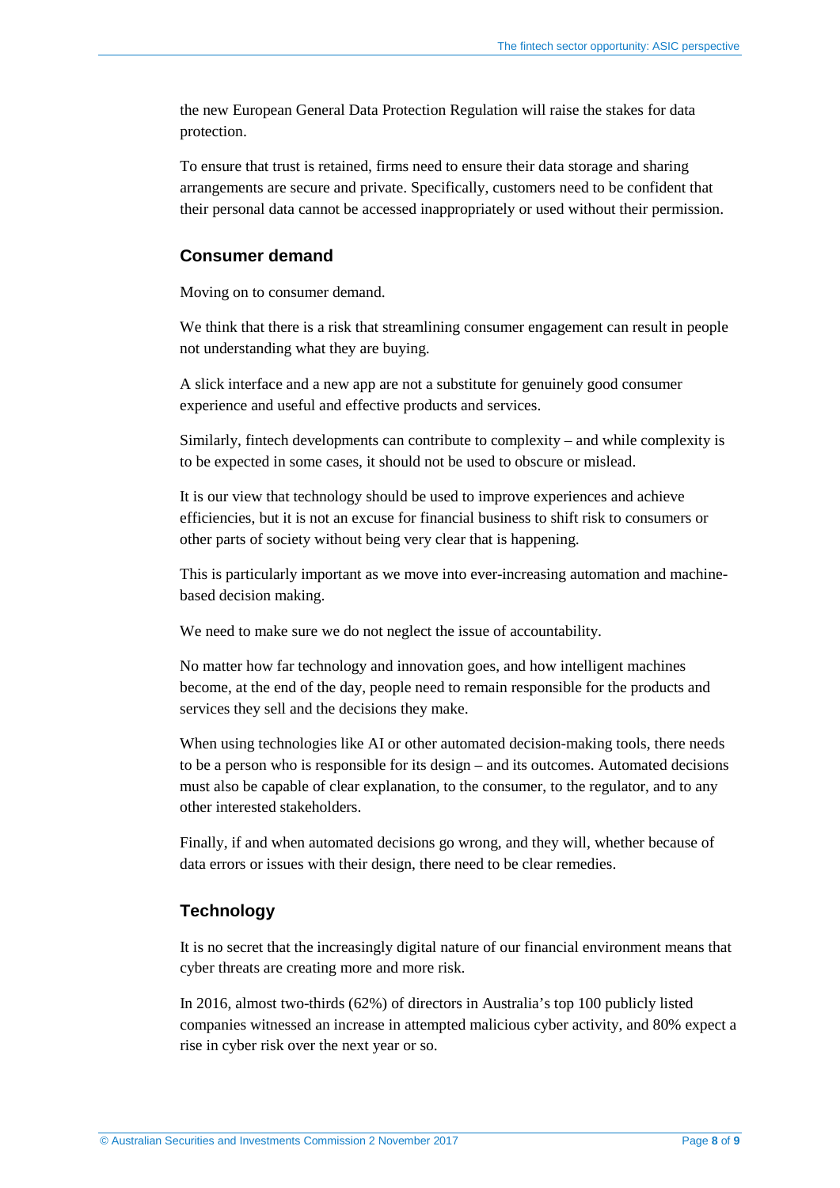the new European General Data Protection Regulation will raise the stakes for data protection.

To ensure that trust is retained, firms need to ensure their data storage and sharing arrangements are secure and private. Specifically, customers need to be confident that their personal data cannot be accessed inappropriately or used without their permission.

## Consumer demand

Moving on to consumer demand.

We think that there is a risk that streamlining consumer engagement can result in people not understanding what they are buying.

A slick interface and a new app are not a substitute for genuinely good consumer experience and useful and effective products and services.

Similarly, fintech developments can contribute to complexity – and while complexity is to be expected in some cases, it should not be used to obscure or mislead.

It is our view that technology should be used to improve experiences and achieve efficiencies, but it is not an excuse for financial business to shift risk to consumers or other parts of society without being very clear that is happening.

This is particularly important as we move into ever-increasing automation and machine-based decision making.

We need to make sure we do not neglect the issue of accountability.

No matter how far technology and innovation goes, and how intelligent machines become, at the end of the day, people need to remain responsible for the products and services they sell and the decisions they make.

When using technologies like AI or other automated decision-making tools, there needs to be a person who is responsible for its design – and its outcomes. Automated decisions must also be capable of clear explanation, to the consumer, to the regulator, and to any other interested stakeholders.

Finally, if and when automated decisions go wrong, and they will, whether because of data errors or issues with their design, there need to be clear remedies.

## Technology

It is no secret that the increasingly digital nature of our financial environment means that cyber threats are creating more and more risk.

In 2016, almost two-thirds (62%) of directors in Australia's top 100 publicly listed companies witnessed an increase in attempted malicious cyber activity, and 80% expect a rise in cyber risk over the next year or so.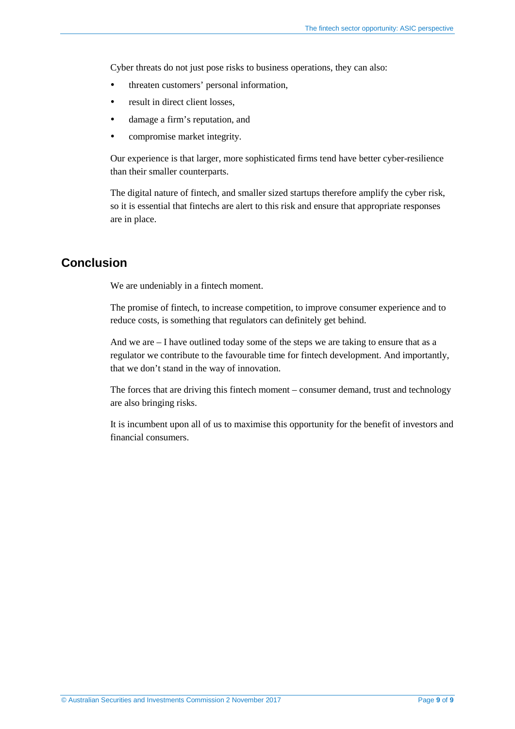Cyber threats do not just pose risks to business operations, they can also:

- threaten customers' personal information,
- result in direct client losses,
- damage a firm's reputation, and
- compromise market integrity.

Our experience is that larger, more sophisticated firms tend have better cyber-resilience than their smaller counterparts.

The digital nature of fintech, and smaller sized startups therefore amplify the cyber risk, so it is essential that fintechs are alert to this risk and ensure that appropriate responses are in place.

## Conclusion

We are undeniably in a fintech moment.

The promise of fintech, to increase competition, to improve consumer experience and to reduce costs, is something that regulators can definitely get behind.

And we are – I have outlined today some of the steps we are taking to ensure that as a regulator we contribute to the favourable time for fintech development. And importantly, that we don't stand in the way of innovation.

The forces that are driving this fintech moment – consumer demand, trust and technology are also bringing risks.

It is incumbent upon all of us to maximise this opportunity for the benefit of investors and financial consumers.